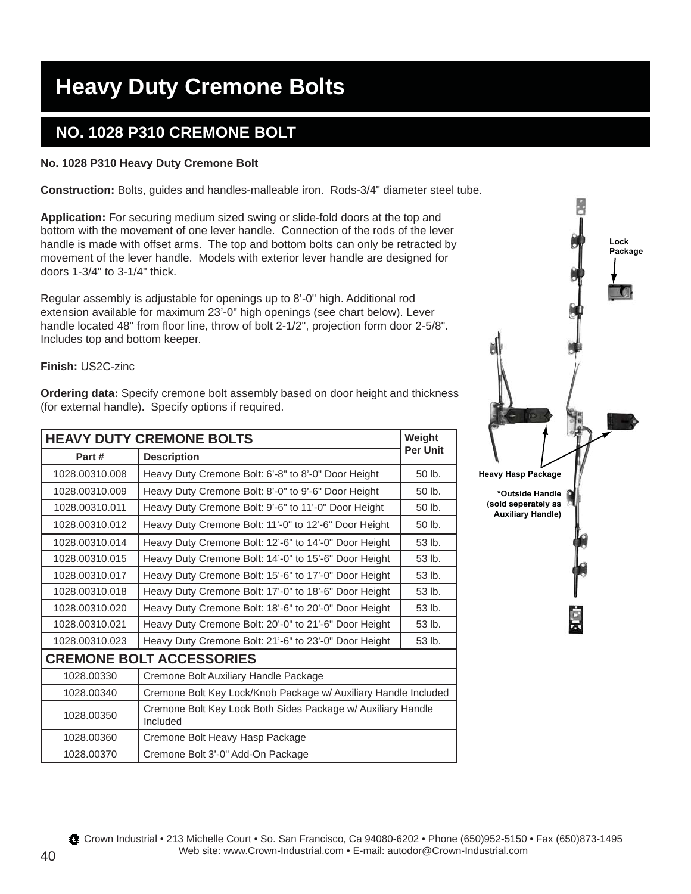# Heavy Duty Cremone Bolts

## NO. 1028 P310 CREMONE BOLT

**No. 1028 P310 Heavy Duty Cremone Bolt**

**Construction:** Bolts, guides and handles-malleable iron. Rods-3/4" diameter steel tube.

**Application:** For securing medium sized swing or slide-fold doors at the top and bottom with the movement of one lever handle. Connection of the rods of the lever handle is made with offset arms. The top and bottom bolts can only be retracted by movement of the lever handle. Models with exterior lever handle are designed for doors 1-3/4" to 3-1/4" thick.

Regular assembly is adjustable for openings up to 8'-0" high. Additional rod extension available for maximum 23'-0" high openings (see chart below). Lever handle located 48" from floor line, throw of bolt 2-1/2", projection form door 2-5/8". Includes top and bottom keeper.

**Finish:** US2C-zinc

**Ordering data:** Specify cremone bolt assembly based on door height and thickness (for external handle). Specify options if required.

| HEAVY DUTY CREMONE BOLTS | | Weight Per Unit |
|---|---|---|
| **Part #** | **Description** | |
| 1028.00310.008 | Heavy Duty Cremone Bolt: 6'-8" to 8'-0" Door Height | 50 lb. |
| 1028.00310.009 | Heavy Duty Cremone Bolt: 8'-0" to 9'-6" Door Height | 50 lb. |
| 1028.00310.011 | Heavy Duty Cremone Bolt: 9'-6" to 11'-0" Door Height | 50 lb. |
| 1028.00310.012 | Heavy Duty Cremone Bolt: 11'-0" to 12'-6" Door Height | 50 lb. |
| 1028.00310.014 | Heavy Duty Cremone Bolt: 12'-6" to 14'-0" Door Height | 53 lb. |
| 1028.00310.015 | Heavy Duty Cremone Bolt: 14'-0" to 15'-6" Door Height | 53 lb. |
| 1028.00310.017 | Heavy Duty Cremone Bolt: 15'-6" to 17'-0" Door Height | 53 lb. |
| 1028.00310.018 | Heavy Duty Cremone Bolt: 17'-0" to 18'-6" Door Height | 53 lb. |
| 1028.00310.020 | Heavy Duty Cremone Bolt: 18'-6" to 20'-0" Door Height | 53 lb. |
| 1028.00310.021 | Heavy Duty Cremone Bolt: 20'-0" to 21'-6" Door Height | 53 lb. |
| 1028.00310.023 | Heavy Duty Cremone Bolt: 21'-6" to 23'-0" Door Height | 53 lb. |
| **CREMONE BOLT ACCESSORIES** | | |
| 1028.00330 | Cremone Bolt Auxiliary Handle Package | |
| 1028.00340 | Cremone Bolt Key Lock/Knob Package w/ Auxiliary Handle Included | |
| 1028.00350 | Cremone Bolt Key Lock Both Sides Package w/ Auxiliary Handle Included | |
| 1028.00360 | Cremone Bolt Heavy Hasp Package | |
| 1028.00370 | Cremone Bolt 3'-0" Add-On Package | |

Lock Package

Heavy Hasp Package

*Outside Handle (sold seperately as Auxiliary Handle)

Crown Industrial • 213 Michelle Court • So. San Francisco, Ca 94080-6202 • Phone (650)952-5150 • Fax (650)873-1495
Web site: www.Crown-Industrial.com • E-mail: autodor@Crown-Industrial.com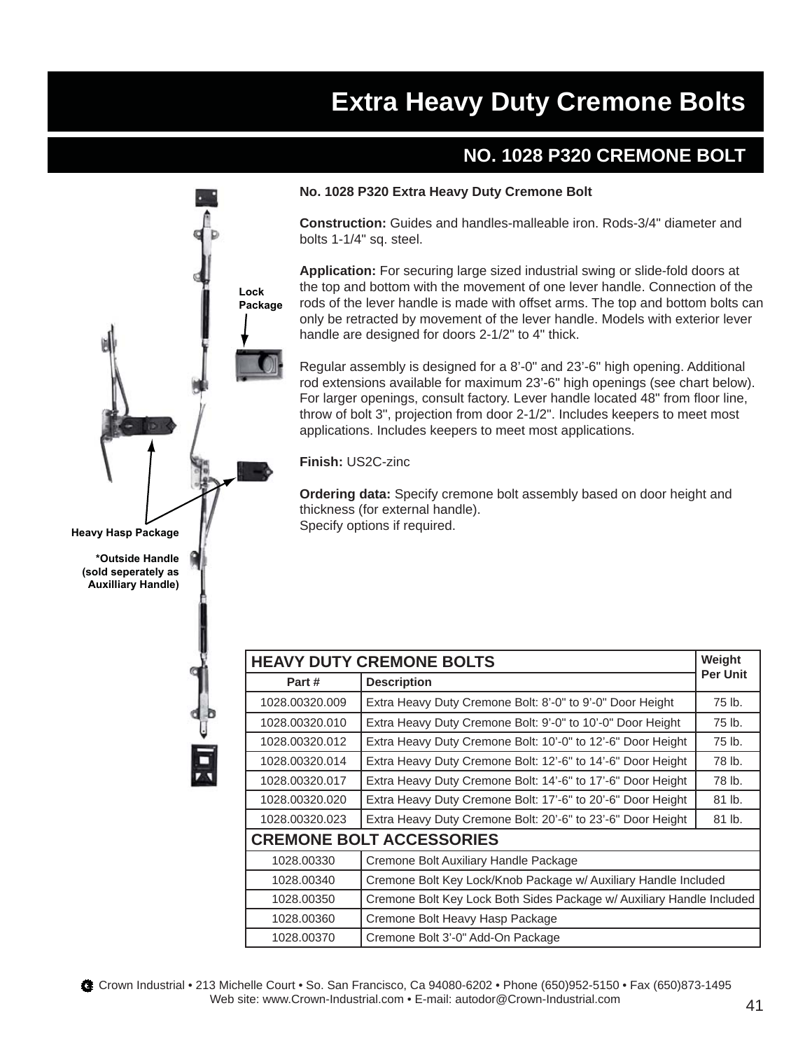# Extra Heavy Duty Cremone Bolts

## NO. 1028 P320 CREMONE BOLT

Lock Package

Heavy Hasp Package

*Outside Handle (sold seperately as Auxilliary Handle)

**No. 1028 P320 Extra Heavy Duty Cremone Bolt**

**Construction:** Guides and handles-malleable iron. Rods-3/4" diameter and bolts 1-1/4" sq. steel.

**Application:** For securing large sized industrial swing or slide-fold doors at the top and bottom with the movement of one lever handle. Connection of the rods of the lever handle is made with offset arms. The top and bottom bolts can only be retracted by movement of the lever handle. Models with exterior lever handle are designed for doors 2-1/2" to 4" thick.

Regular assembly is designed for a 8'-0" and 23'-6" high opening. Additional rod extensions available for maximum 23'-6" high openings (see chart below). For larger openings, consult factory. Lever handle located 48" from floor line, throw of bolt 3", projection from door 2-1/2". Includes keepers to meet most applications. Includes keepers to meet most applications.

**Finish:** US2C-zinc

**Ordering data:** Specify cremone bolt assembly based on door height and thickness (for external handle).
Specify options if required.

| HEAVY DUTY CREMONE BOLTS | | Weight Per Unit |
|---|---|---|
| **Part #** | **Description** | |
| 1028.00320.009 | Extra Heavy Duty Cremone Bolt: 8'-0" to 9'-0" Door Height | 75 lb. |
| 1028.00320.010 | Extra Heavy Duty Cremone Bolt: 9'-0" to 10'-0" Door Height | 75 lb. |
| 1028.00320.012 | Extra Heavy Duty Cremone Bolt: 10'-0" to 12'-6" Door Height | 75 lb. |
| 1028.00320.014 | Extra Heavy Duty Cremone Bolt: 12'-6" to 14'-6" Door Height | 78 lb. |
| 1028.00320.017 | Extra Heavy Duty Cremone Bolt: 14'-6" to 17'-6" Door Height | 78 lb. |
| 1028.00320.020 | Extra Heavy Duty Cremone Bolt: 17'-6" to 20'-6" Door Height | 81 lb. |
| 1028.00320.023 | Extra Heavy Duty Cremone Bolt: 20'-6" to 23'-6" Door Height | 81 lb. |
| **CREMONE BOLT ACCESSORIES** | | |
| 1028.00330 | Cremone Bolt Auxiliary Handle Package | |
| 1028.00340 | Cremone Bolt Key Lock/Knob Package w/ Auxiliary Handle Included | |
| 1028.00350 | Cremone Bolt Key Lock Both Sides Package w/ Auxiliary Handle Included | |
| 1028.00360 | Cremone Bolt Heavy Hasp Package | |
| 1028.00370 | Cremone Bolt 3'-0" Add-On Package | |

Crown Industrial • 213 Michelle Court • So. San Francisco, Ca 94080-6202 • Phone (650)952-5150 • Fax (650)873-1495
Web site: www.Crown-Industrial.com • E-mail: autodor@Crown-Industrial.com